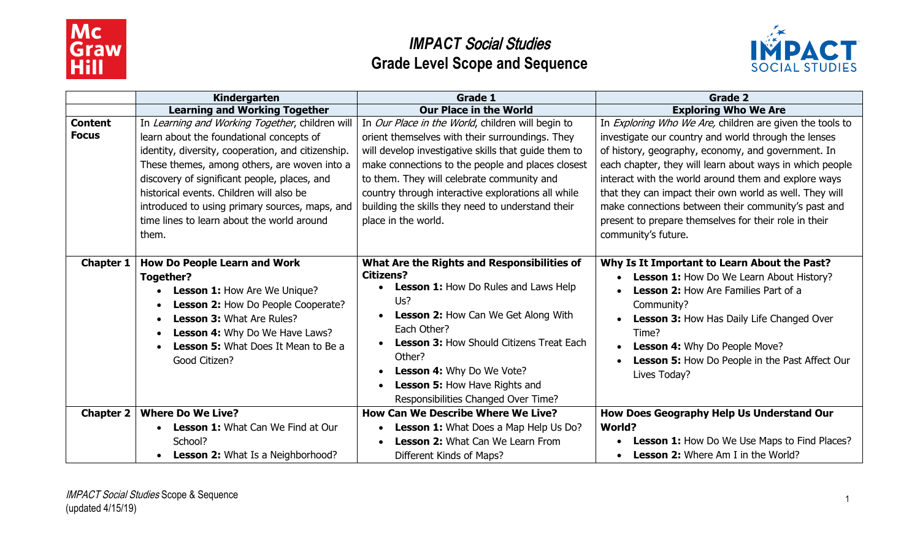# *IMPACT Social Studies*
## Grade Level Scope and Sequence

| | Kindergarten | Grade 1 | Grade 2 |
|---|---|---|---|
| | **Learning and Working Together** | **Our Place in the World** | **Exploring Who We Are** |
| **Content Focus** | In *Learning and Working Together*, children will learn about the foundational concepts of identity, diversity, cooperation, and citizenship. These themes, among others, are woven into a discovery of significant people, places, and historical events. Children will also be introduced to using primary sources, maps, and time lines to learn about the world around them. | In *Our Place in the World*, children will begin to orient themselves with their surroundings. They will develop investigative skills that guide them to make connections to the people and places closest to them. They will celebrate community and country through interactive explorations all while building the skills they need to understand their place in the world. | In *Exploring Who We Are,* children are given the tools to investigate our country and world through the lenses of history, geography, economy, and government. In each chapter, they will learn about ways in which people interact with the world around them and explore ways that they can impact their own world as well. They will make connections between their community's past and present to prepare themselves for their role in their community's future. |
| **Chapter 1** | **How Do People Learn and Work Together?**<br>• **Lesson 1:** How Are We Unique?<br>• **Lesson 2:** How Do People Cooperate?<br>• **Lesson 3:** What Are Rules?<br>• **Lesson 4:** Why Do We Have Laws?<br>• **Lesson 5:** What Does It Mean to Be a Good Citizen? | **What Are the Rights and Responsibilities of Citizens?**<br>• **Lesson 1:** How Do Rules and Laws Help Us?<br>• **Lesson 2:** How Can We Get Along With Each Other?<br>• **Lesson 3:** How Should Citizens Treat Each Other?<br>• **Lesson 4:** Why Do We Vote?<br>• **Lesson 5:** How Have Rights and Responsibilities Changed Over Time? | **Why Is It Important to Learn About the Past?**<br>• **Lesson 1:** How Do We Learn About History?<br>• **Lesson 2:** How Are Families Part of a Community?<br>• **Lesson 3:** How Has Daily Life Changed Over Time?<br>• **Lesson 4:** Why Do People Move?<br>• **Lesson 5:** How Do People in the Past Affect Our Lives Today? |
| **Chapter 2** | **Where Do We Live?**<br>• **Lesson 1:** What Can We Find at Our School?<br>• **Lesson 2:** What Is a Neighborhood? | **How Can We Describe Where We Live?**<br>• **Lesson 1:** What Does a Map Help Us Do?<br>• **Lesson 2:** What Can We Learn From Different Kinds of Maps? | **How Does Geography Help Us Understand Our World?**<br>• **Lesson 1:** How Do We Use Maps to Find Places?<br>• **Lesson 2:** Where Am I in the World? |

*IMPACT Social Studies* Scope & Sequence
(updated 4/15/19)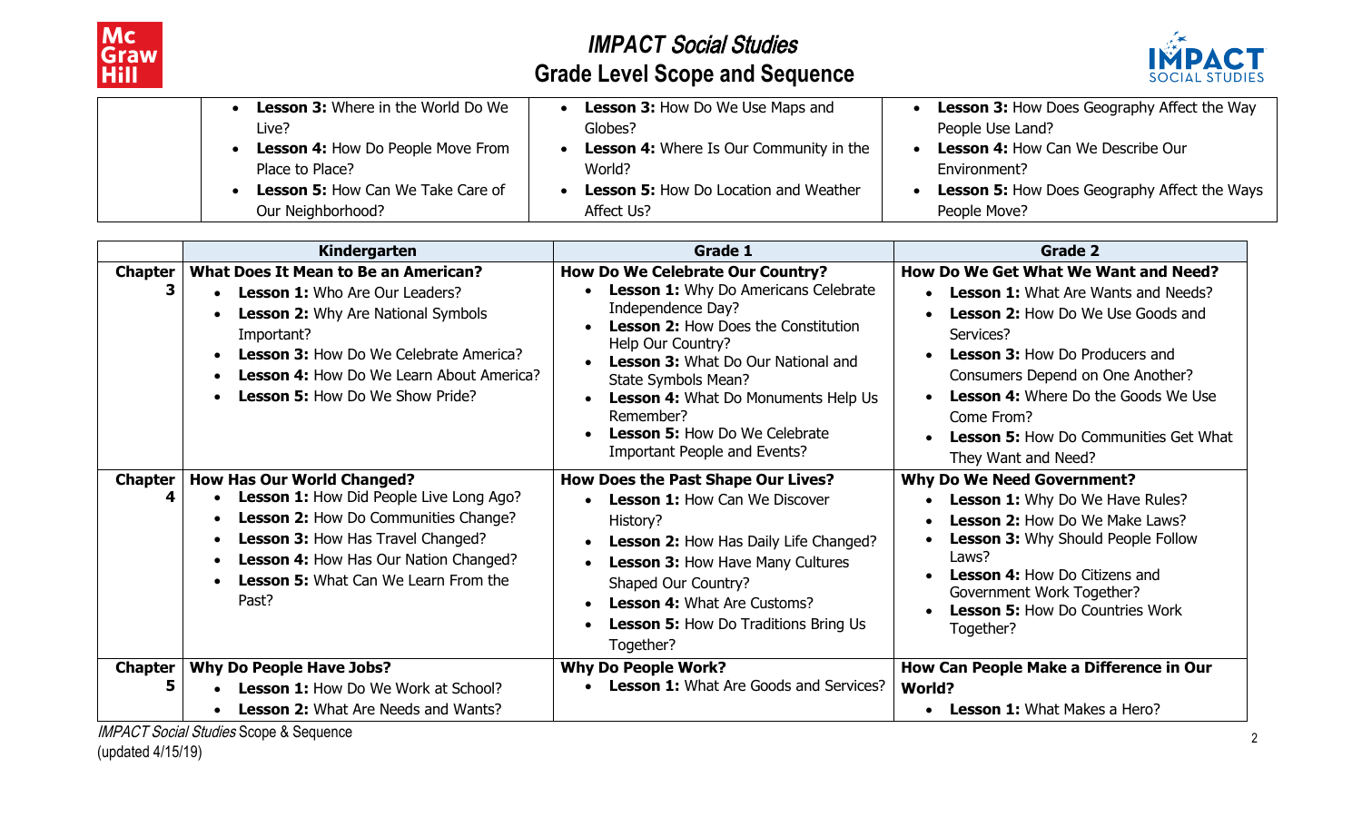| | | | |
|---|---|---|---|
| | • **Lesson 3:** Where in the World Do We Live?<br>• **Lesson 4:** How Do People Move From Place to Place?<br>• **Lesson 5:** How Can We Take Care of Our Neighborhood? | • **Lesson 3:** How Do We Use Maps and Globes?<br>• **Lesson 4:** Where Is Our Community in the World?<br>• **Lesson 5:** How Do Location and Weather Affect Us? | • **Lesson 3:** How Does Geography Affect the Way People Use Land?<br>• **Lesson 4:** How Can We Describe Our Environment?<br>• **Lesson 5:** How Does Geography Affect the Ways People Move? |

| | Kindergarten | Grade 1 | Grade 2 |
|---|---|---|---|
| **Chapter 3** | **What Does It Mean to Be an American?**<br>• **Lesson 1:** Who Are Our Leaders?<br>• **Lesson 2:** Why Are National Symbols Important?<br>• **Lesson 3:** How Do We Celebrate America?<br>• **Lesson 4:** How Do We Learn About America?<br>• **Lesson 5:** How Do We Show Pride? | **How Do We Celebrate Our Country?**<br>• **Lesson 1:** Why Do Americans Celebrate Independence Day?<br>• **Lesson 2:** How Does the Constitution Help Our Country?<br>• **Lesson 3:** What Do Our National and State Symbols Mean?<br>• **Lesson 4:** What Do Monuments Help Us Remember?<br>• **Lesson 5:** How Do We Celebrate Important People and Events? | **How Do We Get What We Want and Need?**<br>• **Lesson 1:** What Are Wants and Needs?<br>• **Lesson 2:** How Do We Use Goods and Services?<br>• **Lesson 3:** How Do Producers and Consumers Depend on One Another?<br>• **Lesson 4:** Where Do the Goods We Use Come From?<br>• **Lesson 5:** How Do Communities Get What They Want and Need? |
| **Chapter 4** | **How Has Our World Changed?**<br>• **Lesson 1:** How Did People Live Long Ago?<br>• **Lesson 2:** How Do Communities Change?<br>• **Lesson 3:** How Has Travel Changed?<br>• **Lesson 4:** How Has Our Nation Changed?<br>• **Lesson 5:** What Can We Learn From the Past? | **How Does the Past Shape Our Lives?**<br>• **Lesson 1:** How Can We Discover History?<br>• **Lesson 2:** How Has Daily Life Changed?<br>• **Lesson 3:** How Have Many Cultures Shaped Our Country?<br>• **Lesson 4:** What Are Customs?<br>• **Lesson 5:** How Do Traditions Bring Us Together? | **Why Do We Need Government?**<br>• **Lesson 1:** Why Do We Have Rules?<br>• **Lesson 2:** How Do We Make Laws?<br>• **Lesson 3:** Why Should People Follow Laws?<br>• **Lesson 4:** How Do Citizens and Government Work Together?<br>• **Lesson 5:** How Do Countries Work Together? |
| **Chapter 5** | **Why Do People Have Jobs?**<br>• **Lesson 1:** How Do We Work at School?<br>• **Lesson 2:** What Are Needs and Wants? | **Why Do People Work?**<br>• **Lesson 1:** What Are Goods and Services? | **How Can People Make a Difference in Our World?**<br>• **Lesson 1:** What Makes a Hero? |

*IMPACT Social Studies* Scope & Sequence
(updated 4/15/19)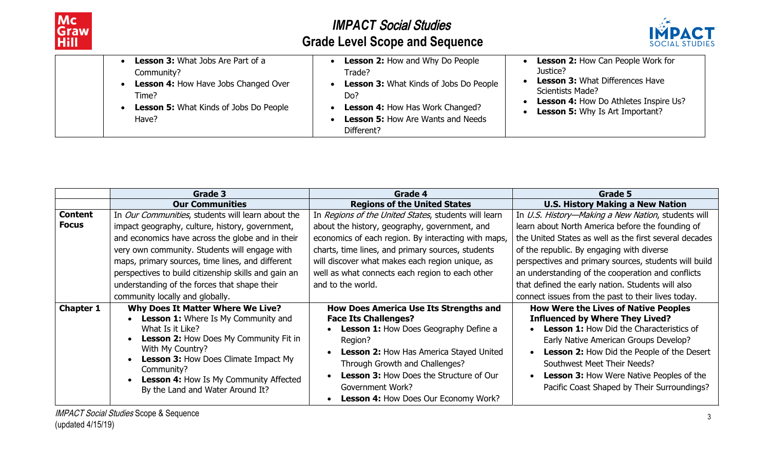|  | Lessons | Lessons | Lessons |
|---|---|---|---|
|  | • **Lesson 3:** What Jobs Are Part of a Community?<br>• **Lesson 4:** How Have Jobs Changed Over Time?<br>• **Lesson 5:** What Kinds of Jobs Do People Have? | • **Lesson 2:** How and Why Do People Trade?<br>• **Lesson 3:** What Kinds of Jobs Do People Do?<br>• **Lesson 4:** How Has Work Changed?<br>• **Lesson 5:** How Are Wants and Needs Different? | • **Lesson 2:** How Can People Work for Justice?<br>• **Lesson 3:** What Differences Have Scientists Made?<br>• **Lesson 4:** How Do Athletes Inspire Us?<br>• **Lesson 5:** Why Is Art Important? |

|  | **Grade 3**<br>**Our Communities** | **Grade 4**<br>**Regions of the United States** | **Grade 5**<br>**U.S. History Making a New Nation** |
|---|---|---|---|
| **Content Focus** | In *Our Communities*, students will learn about the impact geography, culture, history, government, and economics have across the globe and in their very own community. Students will engage with maps, primary sources, time lines, and different perspectives to build citizenship skills and gain an understanding of the forces that shape their community locally and globally. | In *Regions of the United States*, students will learn about the history, geography, government, and economics of each region. By interacting with maps, charts, time lines, and primary sources, students will discover what makes each region unique, as well as what connects each region to each other and to the world. | In *U.S. History—Making a New Nation*, students will learn about North America before the founding of the United States as well as the first several decades of the republic. By engaging with diverse perspectives and primary sources, students will build an understanding of the cooperation and conflicts that defined the early nation. Students will also connect issues from the past to their lives today. |
| **Chapter 1** | **Why Does It Matter Where We Live?**<br>• **Lesson 1:** Where Is My Community and What Is it Like?<br>• **Lesson 2:** How Does My Community Fit in With My Country?<br>• **Lesson 3:** How Does Climate Impact My Community?<br>• **Lesson 4:** How Is My Community Affected By the Land and Water Around It? | **How Does America Use Its Strengths and Face Its Challenges?**<br>• **Lesson 1:** How Does Geography Define a Region?<br>• **Lesson 2:** How Has America Stayed United Through Growth and Challenges?<br>• **Lesson 3:** How Does the Structure of Our Government Work?<br>• **Lesson 4:** How Does Our Economy Work? | **How Were the Lives of Native Peoples Influenced by Where They Lived?**<br>• **Lesson 1:** How Did the Characteristics of Early Native American Groups Develop?<br>• **Lesson 2:** How Did the People of the Desert Southwest Meet Their Needs?<br>• **Lesson 3:** How Were Native Peoples of the Pacific Coast Shaped by Their Surroundings? |

*IMPACT Social Studies* Scope & Sequence
(updated 4/15/19)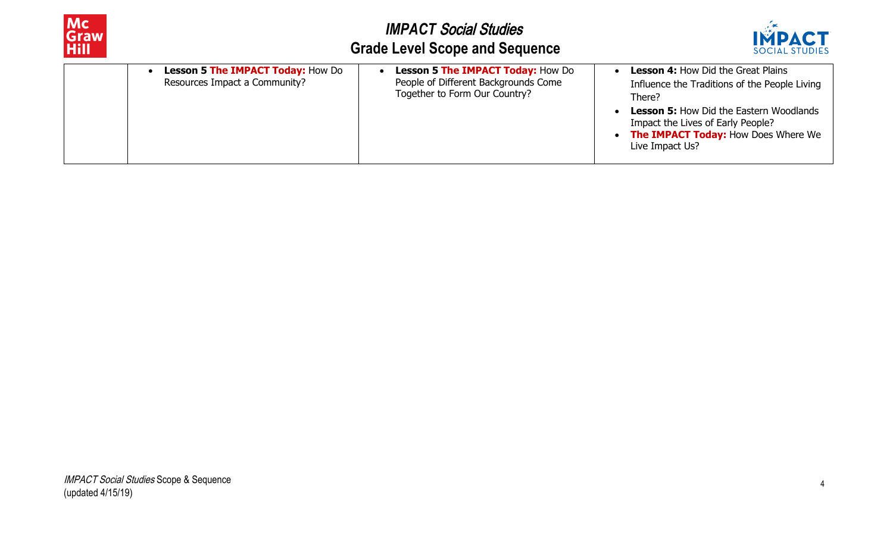| | | | |
|---|---|---|---|
| | • **Lesson 5 The IMPACT Today:** How Do Resources Impact a Community? | • **Lesson 5 The IMPACT Today:** How Do People of Different Backgrounds Come Together to Form Our Country? | • **Lesson 4:** How Did the Great Plains Influence the Traditions of the People Living There?<br>• **Lesson 5:** How Did the Eastern Woodlands Impact the Lives of Early People?<br>• **The IMPACT Today:** How Does Where We Live Impact Us? |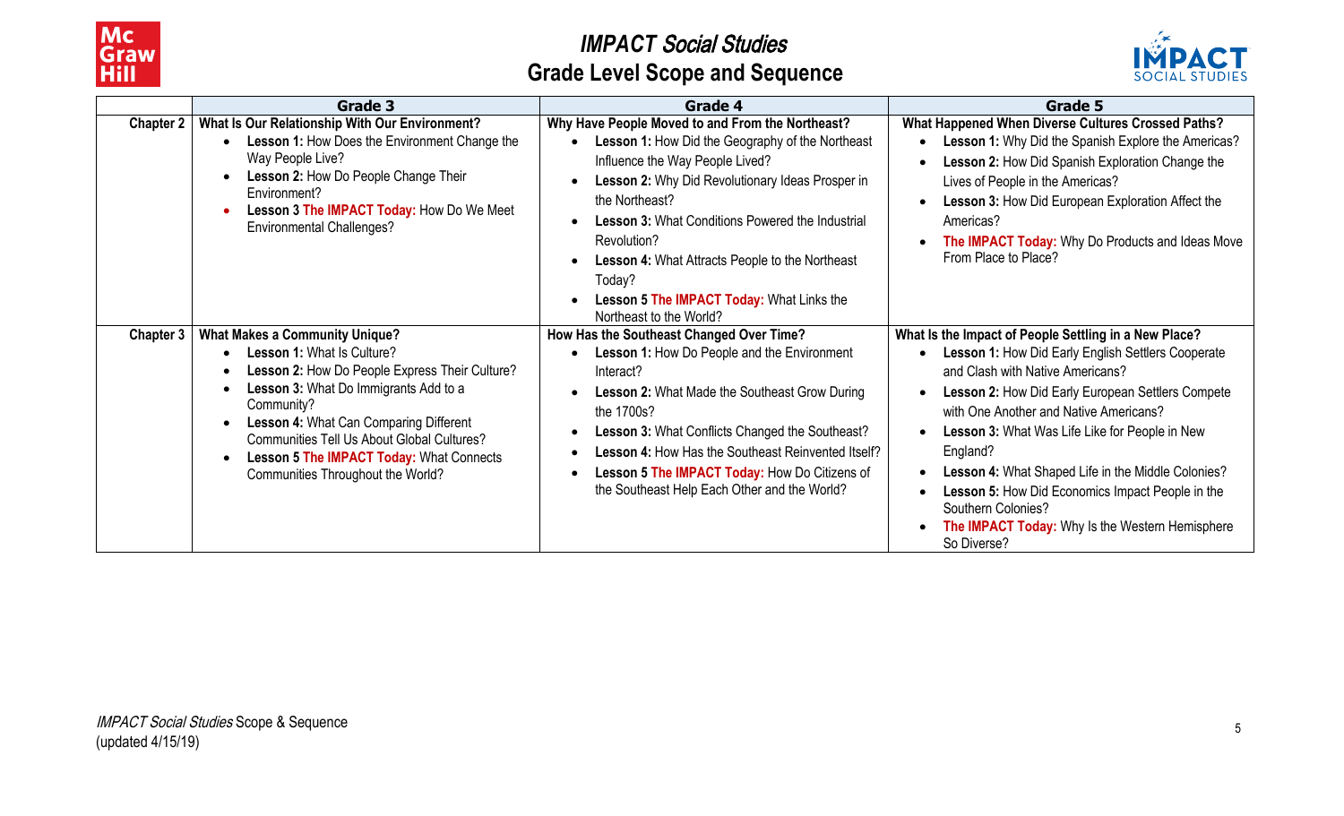# *IMPACT Social Studies*

## Grade Level Scope and Sequence

| | Grade 3 | Grade 4 | Grade 5 |
|---|---|---|---|
| **Chapter 2** | **What Is Our Relationship With Our Environment?**<br>• **Lesson 1:** How Does the Environment Change the Way People Live?<br>• **Lesson 2:** How Do People Change Their Environment?<br>• **Lesson 3 The IMPACT Today:** How Do We Meet Environmental Challenges? | **Why Have People Moved to and From the Northeast?**<br>• **Lesson 1:** How Did the Geography of the Northeast Influence the Way People Lived?<br>• **Lesson 2:** Why Did Revolutionary Ideas Prosper in the Northeast?<br>• **Lesson 3:** What Conditions Powered the Industrial Revolution?<br>• **Lesson 4:** What Attracts People to the Northeast Today?<br>• **Lesson 5 The IMPACT Today:** What Links the Northeast to the World? | **What Happened When Diverse Cultures Crossed Paths?**<br>• **Lesson 1:** Why Did the Spanish Explore the Americas?<br>• **Lesson 2:** How Did Spanish Exploration Change the Lives of People in the Americas?<br>• **Lesson 3:** How Did European Exploration Affect the Americas?<br>• **The IMPACT Today:** Why Do Products and Ideas Move From Place to Place? |
| **Chapter 3** | **What Makes a Community Unique?**<br>• **Lesson 1:** What Is Culture?<br>• **Lesson 2:** How Do People Express Their Culture?<br>• **Lesson 3:** What Do Immigrants Add to a Community?<br>• **Lesson 4:** What Can Comparing Different Communities Tell Us About Global Cultures?<br>• **Lesson 5 The IMPACT Today:** What Connects Communities Throughout the World? | **How Has the Southeast Changed Over Time?**<br>• **Lesson 1:** How Do People and the Environment Interact?<br>• **Lesson 2:** What Made the Southeast Grow During the 1700s?<br>• **Lesson 3:** What Conflicts Changed the Southeast?<br>• **Lesson 4:** How Has the Southeast Reinvented Itself?<br>• **Lesson 5 The IMPACT Today:** How Do Citizens of the Southeast Help Each Other and the World? | **What Is the Impact of People Settling in a New Place?**<br>• **Lesson 1:** How Did Early English Settlers Cooperate and Clash with Native Americans?<br>• **Lesson 2:** How Did Early European Settlers Compete with One Another and Native Americans?<br>• **Lesson 3:** What Was Life Like for People in New England?<br>• **Lesson 4:** What Shaped Life in the Middle Colonies?<br>• **Lesson 5:** How Did Economics Impact People in the Southern Colonies?<br>• **The IMPACT Today:** Why Is the Western Hemisphere So Diverse? |

*IMPACT Social Studies* Scope & Sequence
(updated 4/15/19)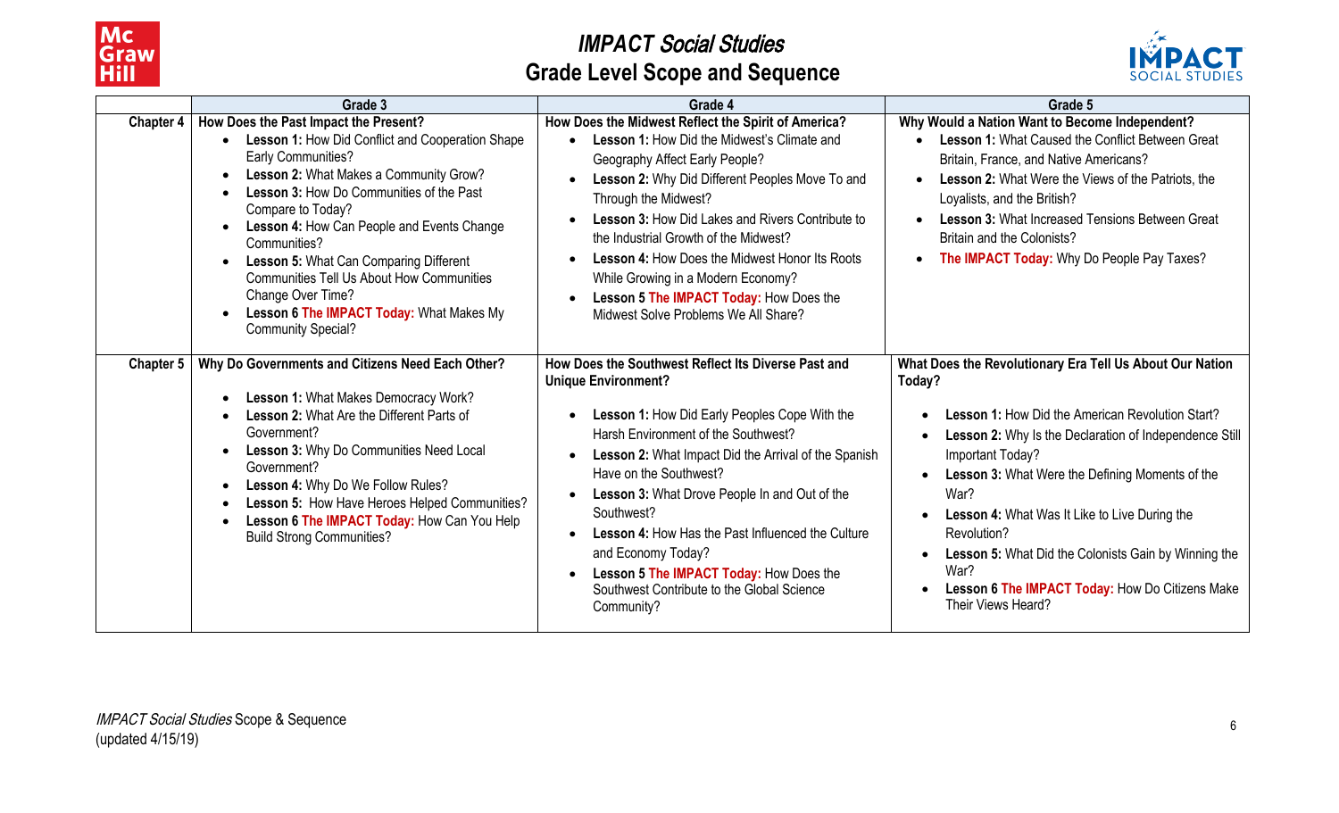# *IMPACT Social Studies*
## Grade Level Scope and Sequence

| | Grade 3 | Grade 4 | Grade 5 |
|---|---|---|---|
| **Chapter 4** | **How Does the Past Impact the Present?**<br>• **Lesson 1:** How Did Conflict and Cooperation Shape Early Communities?<br>• **Lesson 2:** What Makes a Community Grow?<br>• **Lesson 3:** How Do Communities of the Past Compare to Today?<br>• **Lesson 4:** How Can People and Events Change Communities?<br>• **Lesson 5:** What Can Comparing Different Communities Tell Us About How Communities Change Over Time?<br>• **Lesson 6 The IMPACT Today:** What Makes My Community Special? | **How Does the Midwest Reflect the Spirit of America?**<br>• **Lesson 1:** How Did the Midwest's Climate and Geography Affect Early People?<br>• **Lesson 2:** Why Did Different Peoples Move To and Through the Midwest?<br>• **Lesson 3:** How Did Lakes and Rivers Contribute to the Industrial Growth of the Midwest?<br>• **Lesson 4:** How Does the Midwest Honor Its Roots While Growing in a Modern Economy?<br>• **Lesson 5 The IMPACT Today:** How Does the Midwest Solve Problems We All Share? | **Why Would a Nation Want to Become Independent?**<br>• **Lesson 1:** What Caused the Conflict Between Great Britain, France, and Native Americans?<br>• **Lesson 2:** What Were the Views of the Patriots, the Loyalists, and the British?<br>• **Lesson 3:** What Increased Tensions Between Great Britain and the Colonists?<br>• **The IMPACT Today:** Why Do People Pay Taxes? |
| **Chapter 5** | **Why Do Governments and Citizens Need Each Other?**<br>• **Lesson 1:** What Makes Democracy Work?<br>• **Lesson 2:** What Are the Different Parts of Government?<br>• **Lesson 3:** Why Do Communities Need Local Government?<br>• **Lesson 4:** Why Do We Follow Rules?<br>• **Lesson 5:** How Have Heroes Helped Communities?<br>• **Lesson 6 The IMPACT Today:** How Can You Help Build Strong Communities? | **How Does the Southwest Reflect Its Diverse Past and Unique Environment?**<br>• **Lesson 1:** How Did Early Peoples Cope With the Harsh Environment of the Southwest?<br>• **Lesson 2:** What Impact Did the Arrival of the Spanish Have on the Southwest?<br>• **Lesson 3:** What Drove People In and Out of the Southwest?<br>• **Lesson 4:** How Has the Past Influenced the Culture and Economy Today?<br>• **Lesson 5 The IMPACT Today:** How Does the Southwest Contribute to the Global Science Community? | **What Does the Revolutionary Era Tell Us About Our Nation Today?**<br>• **Lesson 1:** How Did the American Revolution Start?<br>• **Lesson 2:** Why Is the Declaration of Independence Still Important Today?<br>• **Lesson 3:** What Were the Defining Moments of the War?<br>• **Lesson 4:** What Was It Like to Live During the Revolution?<br>• **Lesson 5:** What Did the Colonists Gain by Winning the War?<br>• **Lesson 6 The IMPACT Today:** How Do Citizens Make Their Views Heard? |

*IMPACT Social Studies* Scope & Sequence
(updated 4/15/19)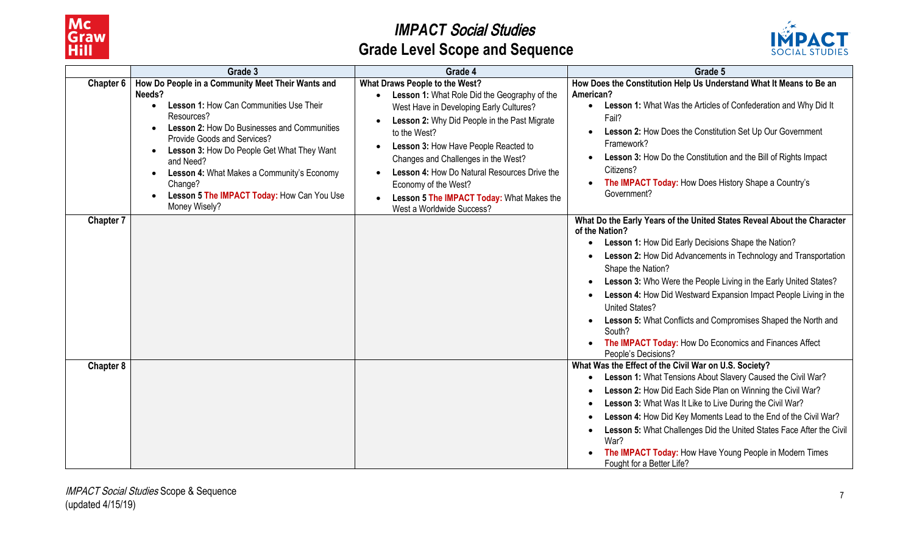# *IMPACT Social Studies*

## Grade Level Scope and Sequence

| | Grade 3 | Grade 4 | Grade 5 |
|---|---|---|---|
| **Chapter 6** | **How Do People in a Community Meet Their Wants and Needs?**<br>• **Lesson 1:** How Can Communities Use Their Resources?<br>• **Lesson 2:** How Do Businesses and Communities Provide Goods and Services?<br>• **Lesson 3:** How Do People Get What They Want and Need?<br>• **Lesson 4:** What Makes a Community's Economy Change?<br>• **Lesson 5 The IMPACT Today:** How Can You Use Money Wisely? | **What Draws People to the West?**<br>• **Lesson 1:** What Role Did the Geography of the West Have in Developing Early Cultures?<br>• **Lesson 2:** Why Did People in the Past Migrate to the West?<br>• **Lesson 3:** How Have People Reacted to Changes and Challenges in the West?<br>• **Lesson 4:** How Do Natural Resources Drive the Economy of the West?<br>• **Lesson 5 The IMPACT Today:** What Makes the West a Worldwide Success? | **How Does the Constitution Help Us Understand What It Means to Be an American?**<br>• **Lesson 1:** What Was the Articles of Confederation and Why Did It Fail?<br>• **Lesson 2:** How Does the Constitution Set Up Our Government Framework?<br>• **Lesson 3:** How Do the Constitution and the Bill of Rights Impact Citizens?<br>• **The IMPACT Today:** How Does History Shape a Country's Government? |
| **Chapter 7** | | | **What Do the Early Years of the United States Reveal About the Character of the Nation?**<br>• **Lesson 1:** How Did Early Decisions Shape the Nation?<br>• **Lesson 2:** How Did Advancements in Technology and Transportation Shape the Nation?<br>• **Lesson 3:** Who Were the People Living in the Early United States?<br>• **Lesson 4:** How Did Westward Expansion Impact People Living in the United States?<br>• **Lesson 5:** What Conflicts and Compromises Shaped the North and South?<br>• **The IMPACT Today:** How Do Economics and Finances Affect People's Decisions? |
| **Chapter 8** | | | **What Was the Effect of the Civil War on U.S. Society?**<br>• **Lesson 1:** What Tensions About Slavery Caused the Civil War?<br>• **Lesson 2:** How Did Each Side Plan on Winning the Civil War?<br>• **Lesson 3:** What Was It Like to Live During the Civil War?<br>• **Lesson 4:** How Did Key Moments Lead to the End of the Civil War?<br>• **Lesson 5:** What Challenges Did the United States Face After the Civil War?<br>• **The IMPACT Today:** How Have Young People in Modern Times Fought for a Better Life? |

*IMPACT Social Studies* Scope & Sequence
(updated 4/15/19)